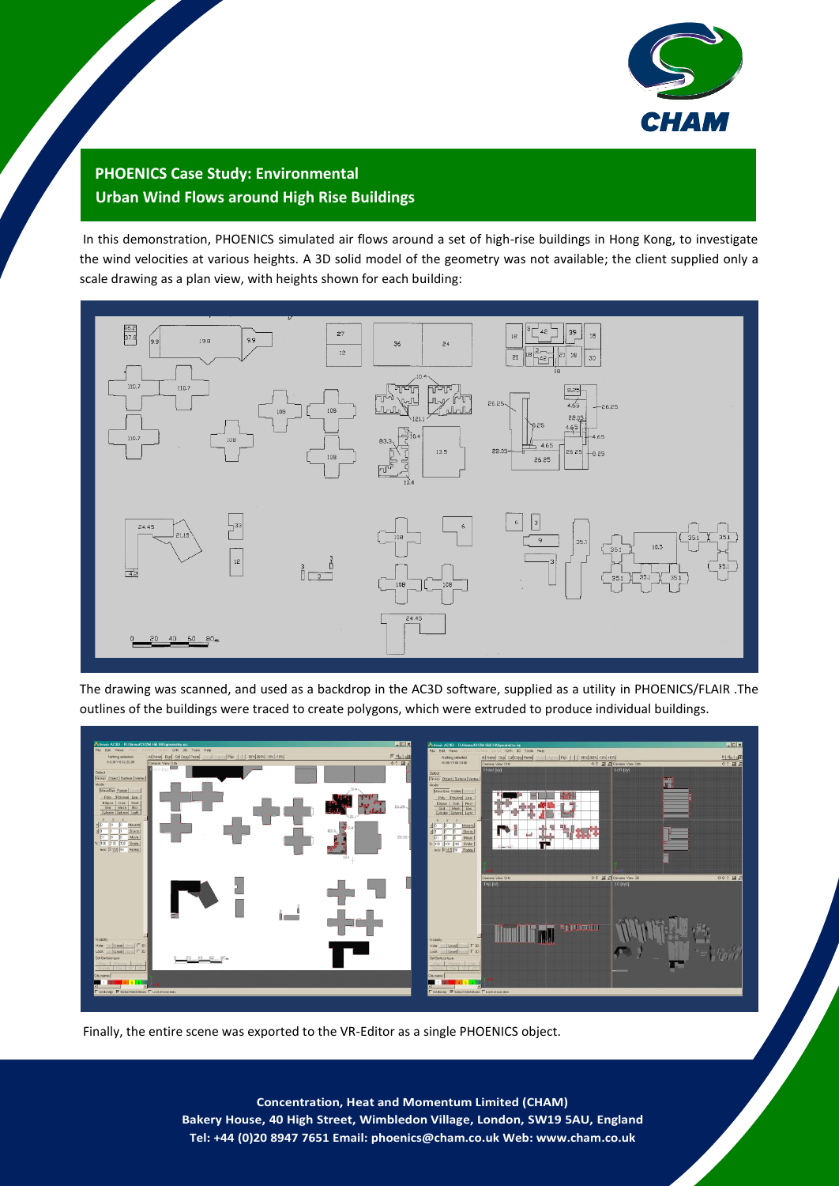## PHOENICS Case Study: Environmental
## Urban Wind Flows around High Rise Buildings

In this demonstration, PHOENICS simulated air flows around a set of high-rise buildings in Hong Kong, to investigate the wind velocities at various heights. A 3D solid model of the geometry was not available; the client supplied only a scale drawing as a plan view, with heights shown for each building:

The drawing was scanned, and used as a backdrop in the AC3D software, supplied as a utility in PHOENICS/FLAIR .The outlines of the buildings were traced to create polygons, which were extruded to produce individual buildings.

Finally, the entire scene was exported to the VR-Editor as a single PHOENICS object.

**Concentration, Heat and Momentum Limited (CHAM)**
**Bakery House, 40 High Street, Wimbledon Village, London, SW19 5AU, England**
**Tel: +44 (0)20 8947 7651 Email: phoenics@cham.co.uk Web: www.cham.co.uk**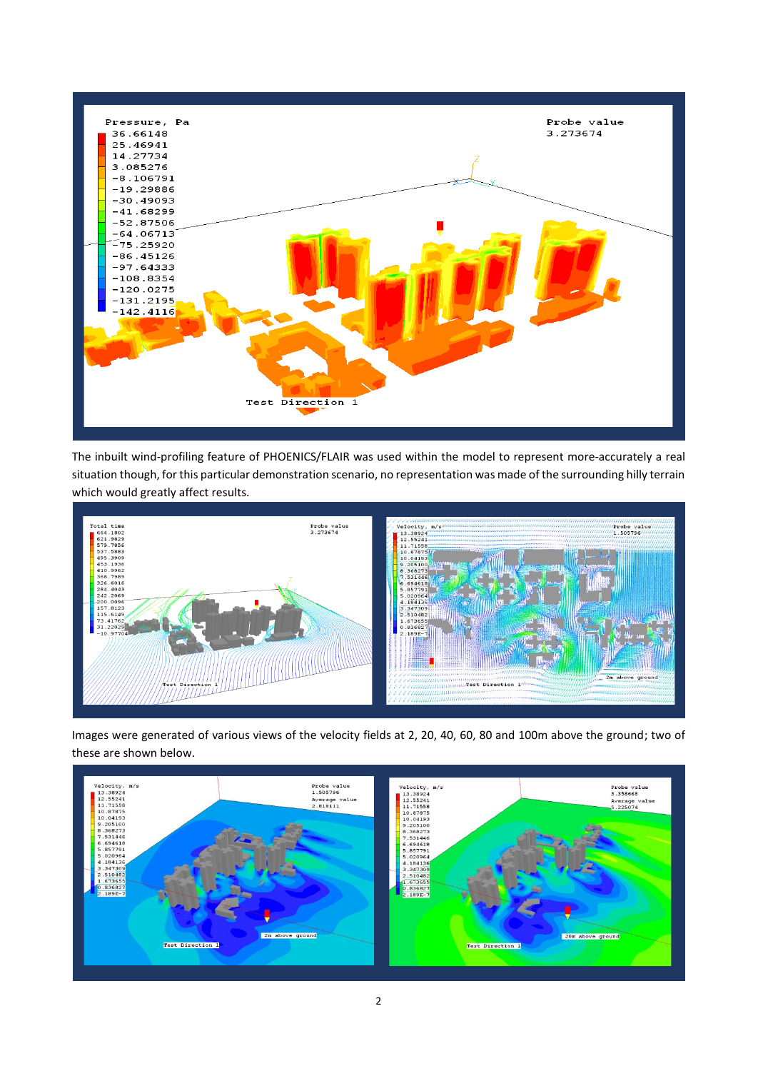Pressure, Pa
36.66148
25.46941
14.27734
3.085276
-8.106791
-19.29886
-30.49093
-41.68299
-52.87506
-64.06713
-75.25920
-86.45126
-97.64333
-108.8354
-120.0275
-131.2195
-142.4116

Probe value
3.273674

Test Direction 1

The inbuilt wind-profiling feature of PHOENICS/FLAIR was used within the model to represent more-accurately a real situation though, for this particular demonstration scenario, no representation was made of the surrounding hilly terrain which would greatly affect results.

Total time
664.1802
621.9829
579.7856
537.5883
495.3909
453.1936
410.9962
368.7989
326.6016
284.4043
242.2069
200.0096
157.8123
115.6149
73.41762
31.22029
-10.97704

Probe value
3.273674

Test Direction 1

Velocity, m/s
13.38924
12.55241
11.71558
10.87875
10.04193
9.205100
8.368273
7.531446
6.694618
5.857791
5.020964
4.184136
3.347309
2.510482
1.673655
0.836827
2.189E-7

Probe value
1.505796

2m above ground

Test Direction 1

Images were generated of various views of the velocity fields at 2, 20, 40, 60, 80 and 100m above the ground; two of these are shown below.

Velocity, m/s
13.38924
12.55241
11.71558
10.87875
10.04193
9.205100
8.368273
7.531446
6.694618
5.857791
5.020964
4.184136
3.347309
2.510482
1.673655
0.836827
2.189E-7

Probe value
1.505796
Average value
2.818111

2m above ground

Test Direction 1

Velocity, m/s
13.38924
12.55241
11.71558
10.87875
10.04193
9.205100
8.368273
7.531446
6.694618
5.857791
5.020964
4.184136
3.347309
2.510482
1.673655
0.836827
2.189E-7

Probe value
3.358668
Average value
5.225074

20m above ground

Test Direction 1